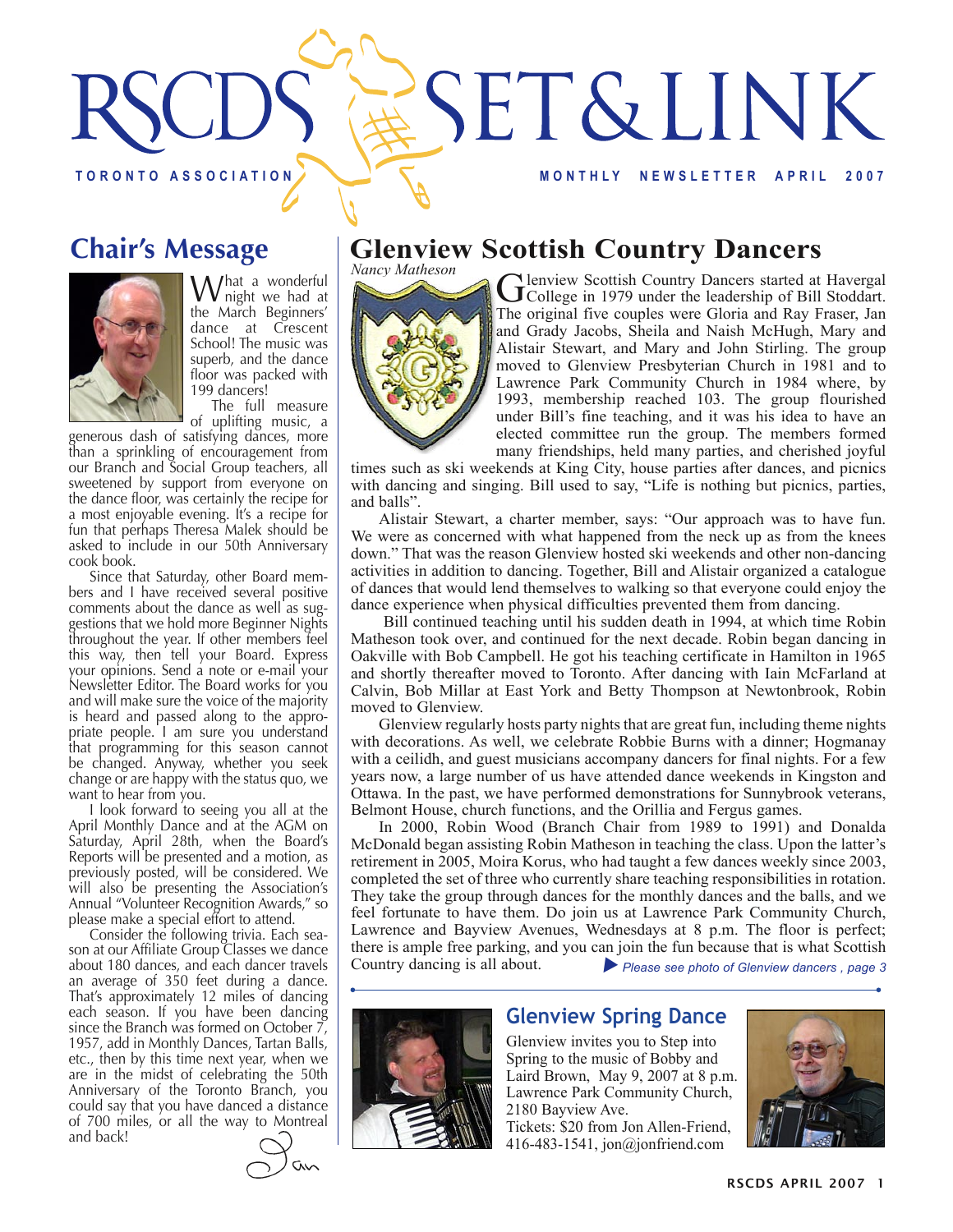# RSCDS SET & LINK

TORONTO ASSOCIATION

MONTHLY NEWSLETTER APRIL 2007

## Chair's Message

What a wonderful night we had at the March Beginners' dance at Crescent School! The music was superb, and the dance floor was packed with 199 dancers!

The full measure of uplifting music, a generous dash of satisfying dances, more than a sprinkling of encouragement from our Branch and Social Group teachers, all sweetened by support from everyone on the dance floor, was certainly the recipe for a most enjoyable evening. It's a recipe for fun that perhaps Theresa Malek should be asked to include in our 50th Anniversary cook book.

Since that Saturday, other Board members and I have received several positive comments about the dance as well as suggestions that we hold more Beginner Nights throughout the year. If other members feel this way, then tell your Board. Express your opinions. Send a note or e-mail your Newsletter Editor. The Board works for you and will make sure the voice of the majority is heard and passed along to the appropriate people. I am sure you understand that programming for this season cannot be changed. Anyway, whether you seek change or are happy with the status quo, we want to hear from you.

I look forward to seeing you all at the April Monthly Dance and at the AGM on Saturday, April 28th, when the Board's Reports will be presented and a motion, as previously posted, will be considered. We will also be presenting the Association's Annual "Volunteer Recognition Awards," so please make a special effort to attend.

Consider the following trivia. Each season at our Affiliate Group Classes we dance about 180 dances, and each dancer travels an average of 350 feet during a dance. That's approximately 12 miles of dancing each season. If you have been dancing since the Branch was formed on October 7, 1957, add in Monthly Dances, Tartan Balls, etc., then by this time next year, when we are in the midst of celebrating the 50th Anniversary of the Toronto Branch, you could say that you have danced a distance of 700 miles, or all the way to Montreal and back!

*Jan*

## Glenview Scottish Country Dancers

*Nancy Matheson*

Glenview Scottish Country Dancers started at Havergal College in 1979 under the leadership of Bill Stoddart. The original five couples were Gloria and Ray Fraser, Jan and Grady Jacobs, Sheila and Naish McHugh, Mary and Alistair Stewart, and Mary and John Stirling. The group moved to Glenview Presbyterian Church in 1981 and to Lawrence Park Community Church in 1984 where, by 1993, membership reached 103. The group flourished under Bill's fine teaching, and it was his idea to have an elected committee run the group. The members formed many friendships, held many parties, and cherished joyful times such as ski weekends at King City, house parties after dances, and picnics with dancing and singing. Bill used to say, "Life is nothing but picnics, parties, and balls".

Alistair Stewart, a charter member, says: "Our approach was to have fun. We were as concerned with what happened from the neck up as from the knees down." That was the reason Glenview hosted ski weekends and other non-dancing activities in addition to dancing. Together, Bill and Alistair organized a catalogue of dances that would lend themselves to walking so that everyone could enjoy the dance experience when physical difficulties prevented them from dancing.

Bill continued teaching until his sudden death in 1994, at which time Robin Matheson took over, and continued for the next decade. Robin began dancing in Oakville with Bob Campbell. He got his teaching certificate in Hamilton in 1965 and shortly thereafter moved to Toronto. After dancing with Iain McFarland at Calvin, Bob Millar at East York and Betty Thompson at Newtonbrook, Robin moved to Glenview.

Glenview regularly hosts party nights that are great fun, including theme nights with decorations. As well, we celebrate Robbie Burns with a dinner; Hogmanay with a ceilidh, and guest musicians accompany dancers for final nights. For a few years now, a large number of us have attended dance weekends in Kingston and Ottawa. In the past, we have performed demonstrations for Sunnybrook veterans, Belmont House, church functions, and the Orillia and Fergus games.

In 2000, Robin Wood (Branch Chair from 1989 to 1991) and Donalda McDonald began assisting Robin Matheson in teaching the class. Upon the latter's retirement in 2005, Moira Korus, who had taught a few dances weekly since 2003, completed the set of three who currently share teaching responsibilities in rotation. They take the group through dances for the monthly dances and the balls, and we feel fortunate to have them. Do join us at Lawrence Park Community Church, Lawrence and Bayview Avenues, Wednesdays at 8 p.m. The floor is perfect; there is ample free parking, and you can join the fun because that is what Scottish Country dancing is all about.

*Please see photo of Glenview dancers, page 3*

## Glenview Spring Dance

Glenview invites you to Step into Spring to the music of Bobby and Laird Brown, May 9, 2007 at 8 p.m. Lawrence Park Community Church, 2180 Bayview Ave.
Tickets: $20 from Jon Allen-Friend, 416-483-1541, jon@jonfriend.com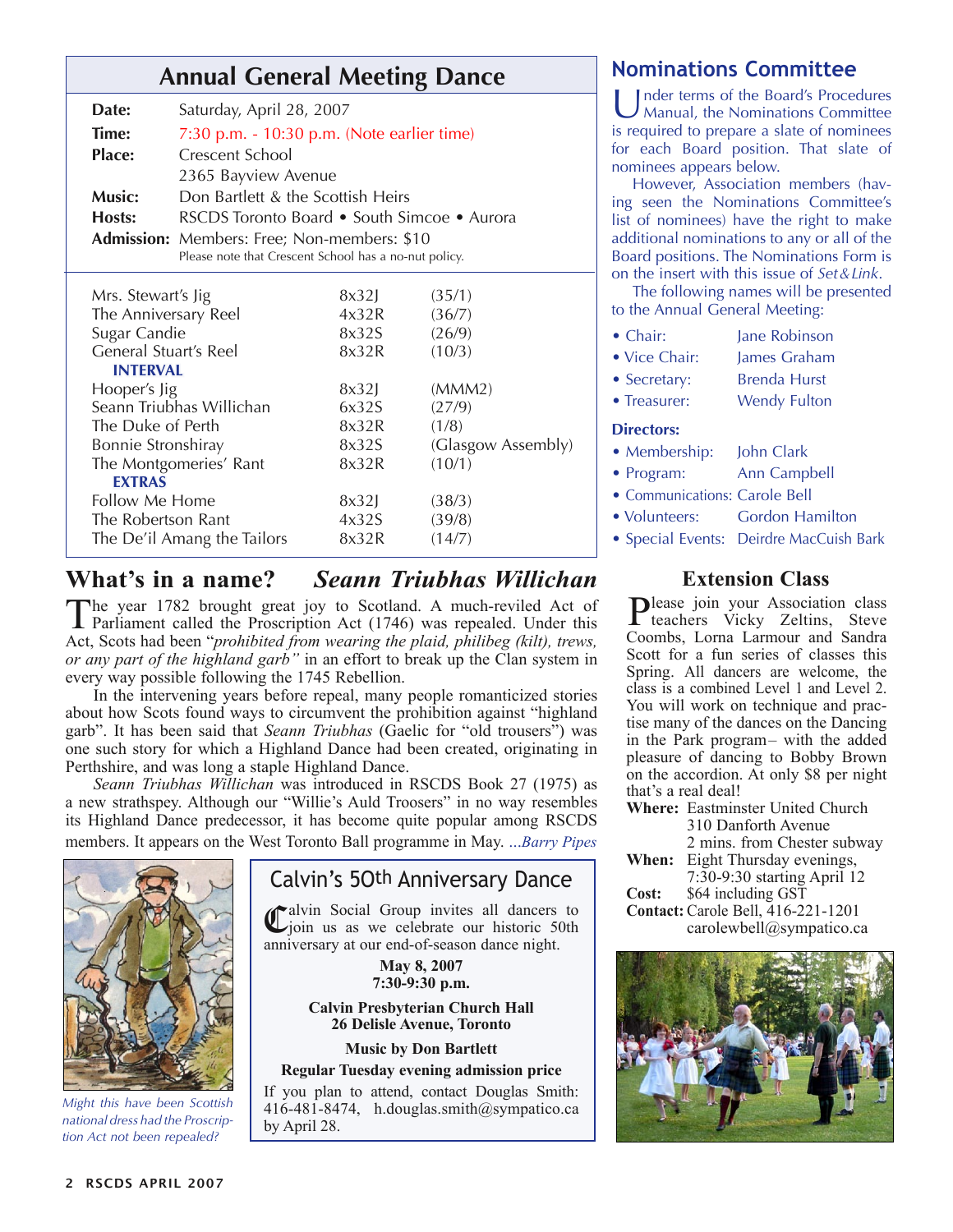## Annual General Meeting Dance

**Date:** Saturday, April 28, 2007

**Time:** 7:30 p.m. - 10:30 p.m. (Note earlier time)

**Place:** Crescent School
2365 Bayview Avenue

**Music:** Don Bartlett & the Scottish Heirs

**Hosts:** RSCDS Toronto Board • South Simcoe • Aurora

**Admission:** Members: Free; Non-members: $10
Please note that Crescent School has a no-nut policy.

| Dance | Form | Source |
|---|---|---|
| Mrs. Stewart's Jig | 8x32J | (35/1) |
| The Anniversary Reel | 4x32R | (36/7) |
| Sugar Candie | 8x32S | (26/9) |
| General Stuart's Reel | 8x32R | (10/3) |
| **INTERVAL** | | |
| Hooper's Jig | 8x32J | (MMM2) |
| Seann Triubhas Willichan | 6x32S | (27/9) |
| The Duke of Perth | 8x32R | (1/8) |
| Bonnie Stronshiray | 8x32S | (Glasgow Assembly) |
| The Montgomeries' Rant | 8x32R | (10/1) |
| **EXTRAS** | | |
| Follow Me Home | 8x32J | (38/3) |
| The Robertson Rant | 4x32S | (39/8) |
| The De'il Amang the Tailors | 8x32R | (14/7) |

## What's in a name? *Seann Triubhas Willichan*

The year 1782 brought great joy to Scotland. A much-reviled Act of Parliament called the Proscription Act (1746) was repealed. Under this Act, Scots had been "*prohibited from wearing the plaid, philibeg (kilt), trews, or any part of the highland garb"* in an effort to break up the Clan system in every way possible following the 1745 Rebellion.

In the intervening years before repeal, many people romanticized stories about how Scots found ways to circumvent the prohibition against "highland garb". It has been said that *Seann Triubhas* (Gaelic for "old trousers") was one such story for which a Highland Dance had been created, originating in Perthshire, and was long a staple Highland Dance.

*Seann Triubhas Willichan* was introduced in RSCDS Book 27 (1975) as a new strathspey. Although our "Willie's Auld Troosers" in no way resembles its Highland Dance predecessor, it has become quite popular among RSCDS members. It appears on the West Toronto Ball programme in May. *...Barry Pipes*

*Might this have been Scottish national dress had the Proscription Act not been repealed?*

## Calvin's 50th Anniversary Dance

Calvin Social Group invites all dancers to join us as we celebrate our historic 50th anniversary at our end-of-season dance night.

**May 8, 2007**
**7:30-9:30 p.m.**

**Calvin Presbyterian Church Hall**
**26 Delisle Avenue, Toronto**

**Music by Don Bartlett**

**Regular Tuesday evening admission price**

If you plan to attend, contact Douglas Smith: 416-481-8474, h.douglas.smith@sympatico.ca by April 28.

## Nominations Committee

Under terms of the Board's Procedures Manual, the Nominations Committee is required to prepare a slate of nominees for each Board position. That slate of nominees appears below.

However, Association members (having seen the Nominations Committee's list of nominees) have the right to make additional nominations to any or all of the Board positions. The Nominations Form is on the insert with this issue of *Set&Link*.

The following names will be presented to the Annual General Meeting:

- Chair: Jane Robinson
- Vice Chair: James Graham
- Secretary: Brenda Hurst
- Treasurer: Wendy Fulton

**Directors:**

- Membership: John Clark
- Program: Ann Campbell
- Communications: Carole Bell
- Volunteers: Gordon Hamilton
- Special Events: Deirdre MacCuish Bark

## Extension Class

Please join your Association class teachers Vicky Zeltins, Steve Coombs, Lorna Larmour and Sandra Scott for a fun series of classes this Spring. All dancers are welcome, the class is a combined Level 1 and Level 2. You will work on technique and practise many of the dances on the Dancing in the Park program– with the added pleasure of dancing to Bobby Brown on the accordion. At only $8 per night that's a real deal!

**Where:** Eastminster United Church
310 Danforth Avenue
2 mins. from Chester subway

**When:** Eight Thursday evenings,
7:30-9:30 starting April 12

**Cost:** $64 including GST

**Contact:** Carole Bell, 416-221-1201
carolewbell@sympatico.ca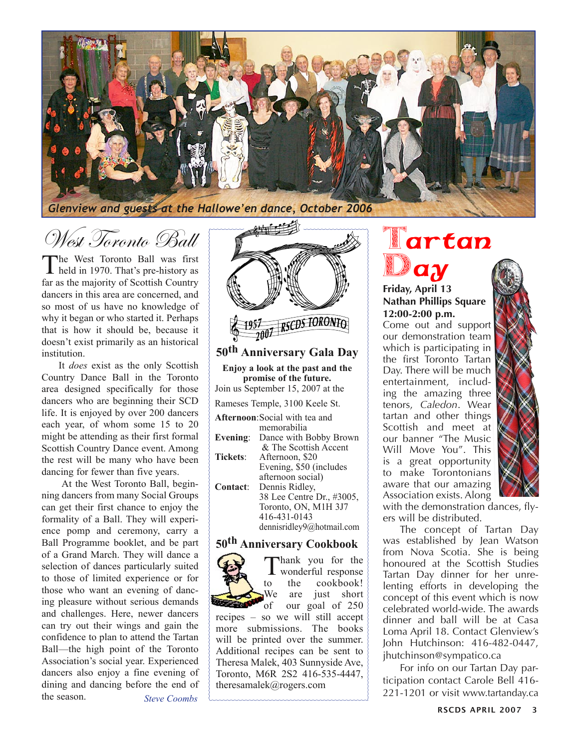*Glenview and guests at the Hallowe'en dance, October 2006*

# West Toronto Ball

The West Toronto Ball was first held in 1970. That's pre-history as far as the majority of Scottish Country dancers in this area are concerned, and so most of us have no knowledge of why it began or who started it. Perhaps that is how it should be, because it doesn't exist primarily as an historical institution.

It *does* exist as the only Scottish Country Dance Ball in the Toronto area designed specifically for those dancers who are beginning their SCD life. It is enjoyed by over 200 dancers each year, of whom some 15 to 20 might be attending as their first formal Scottish Country Dance event. Among the rest will be many who have been dancing for fewer than five years.

At the West Toronto Ball, beginning dancers from many Social Groups can get their first chance to enjoy the formality of a Ball. They will experience pomp and ceremony, carry a Ball Programme booklet, and be part of a Grand March. They will dance a selection of dances particularly suited to those of limited experience or for those who want an evening of dancing pleasure without serious demands and challenges. Here, newer dancers can try out their wings and gain the confidence to plan to attend the Tartan Ball—the high point of the Toronto Association's social year. Experienced dancers also enjoy a fine evening of dining and dancing before the end of the season.

*Steve Coombs*

1957 2007 RSCDS TORONTO

## 50th Anniversary Gala Day

**Enjoy a look at the past and the promise of the future.**

Join us September 15, 2007 at the Rameses Temple, 3100 Keele St.

**Afternoon**: Social with tea and memorabilia

**Evening**: Dance with Bobby Brown & The Scottish Accent

**Tickets**: Afternoon, $20
Evening, $50 (includes afternoon social)

**Contact**: Dennis Ridley,
38 Lee Centre Dr., #3005,
Toronto, ON, M1H 3J7
416-431-0143
dennisridley9@hotmail.com

## 50th Anniversary Cookbook

Thank you for the wonderful response to the cookbook! We are just short of our goal of 250 recipes – so we will still accept more submissions. The books will be printed over the summer. Additional recipes can be sent to Theresa Malek, 403 Sunnyside Ave, Toronto, M6R 2S2 416-535-4447, theresamalek@rogers.com

# Tartan Day

**Friday, April 13**
**Nathan Phillips Square**
**12:00-2:00 p.m.**

Come out and support our demonstration team which is participating in the first Toronto Tartan Day. There will be much entertainment, including the amazing three tenors, *Caledon*. Wear tartan and other things Scottish and meet at our banner "The Music Will Move You". This is a great opportunity to make Torontonians aware that our amazing Association exists. Along with the demonstration dances, flyers will be distributed.

The concept of Tartan Day was established by Jean Watson from Nova Scotia. She is being honoured at the Scottish Studies Tartan Day dinner for her unrelenting efforts in developing the concept of this event which is now celebrated world-wide. The awards dinner and ball will be at Casa Loma April 18. Contact Glenview's John Hutchinson: 416-482-0447, jhutchinson@sympatico.ca

For info on our Tartan Day participation contact Carole Bell 416-221-1201 or visit www.tartanday.ca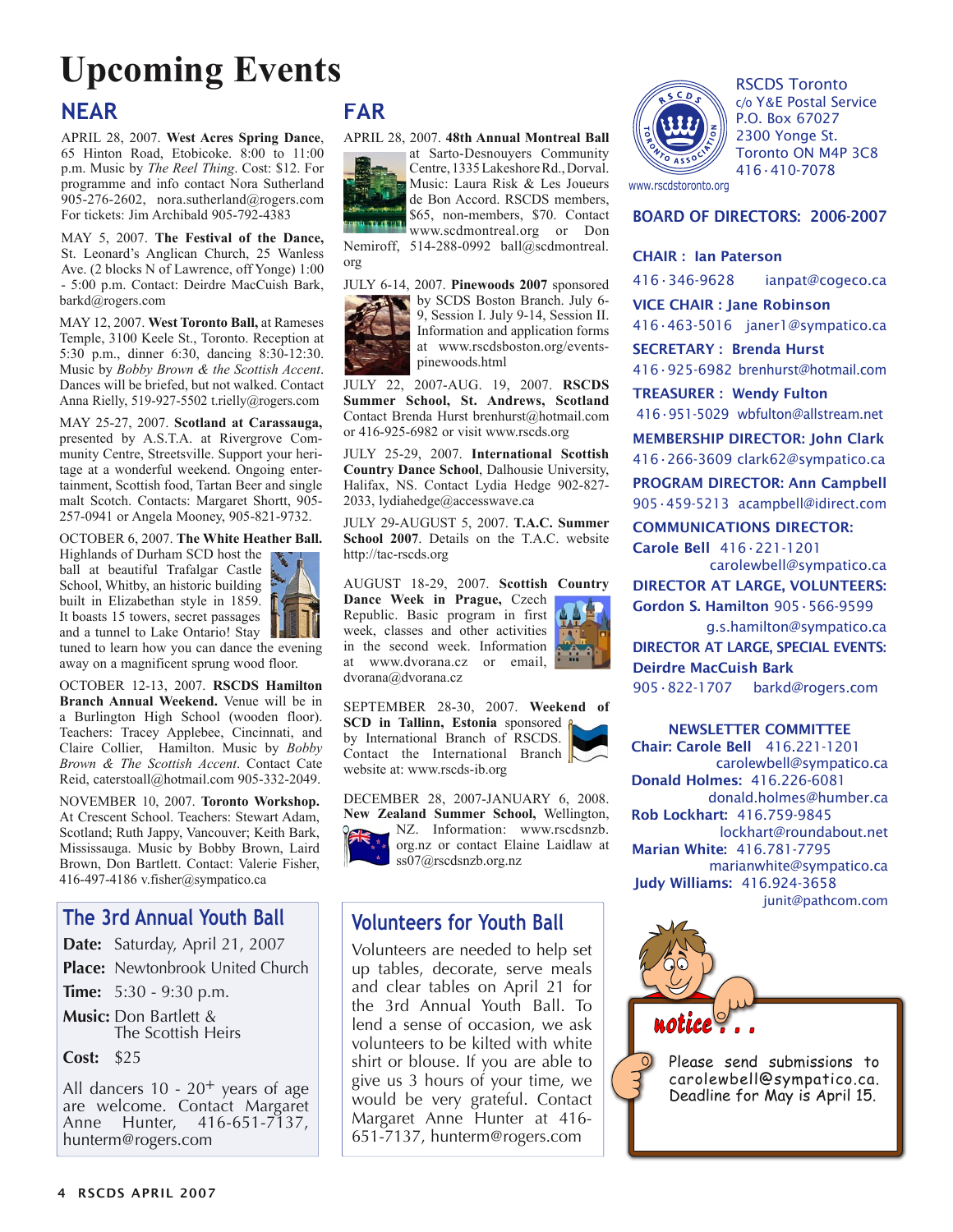# Upcoming Events

## NEAR

APRIL 28, 2007. **West Acres Spring Dance**, 65 Hinton Road, Etobicoke. 8:00 to 11:00 p.m. Music by *The Reel Thing*. Cost: $12. For programme and info contact Nora Sutherland 905-276-2602, nora.sutherland@rogers.com For tickets: Jim Archibald 905-792-4383

MAY 5, 2007. **The Festival of the Dance**, St. Leonard's Anglican Church, 25 Wanless Ave. (2 blocks N of Lawrence, off Yonge) 1:00 - 5:00 p.m. Contact: Deirdre MacCuish Bark, barkd@rogers.com

MAY 12, 2007. **West Toronto Ball**, at Rameses Temple, 3100 Keele St., Toronto. Reception at 5:30 p.m., dinner 6:30, dancing 8:30-12:30. Music by *Bobby Brown & the Scottish Accent*. Dances will be briefed, but not walked. Contact Anna Rielly, 519-927-5502 t.rielly@rogers.com

MAY 25-27, 2007. **Scotland at Carassauga**, presented by A.S.T.A. at Rivergrove Community Centre, Streetsville. Support your heritage at a wonderful weekend. Ongoing entertainment, Scottish food, Tartan Beer and single malt Scotch. Contacts: Margaret Shortt, 905-257-0941 or Angela Mooney, 905-821-9732.

OCTOBER 6, 2007. **The White Heather Ball.** Highlands of Durham SCD host the ball at beautiful Trafalgar Castle School, Whitby, an historic building built in Elizabethan style in 1859. It boasts 15 towers, secret passages and a tunnel to Lake Ontario! Stay tuned to learn how you can dance the evening away on a magnificent sprung wood floor.

OCTOBER 12-13, 2007. **RSCDS Hamilton Branch Annual Weekend.** Venue will be in a Burlington High School (wooden floor). Teachers: Tracey Applebee, Cincinnati, and Claire Collier, Hamilton. Music by *Bobby Brown & The Scottish Accent*. Contact Cate Reid, caterstoall@hotmail.com 905-332-2049.

NOVEMBER 10, 2007. **Toronto Workshop.** At Crescent School. Teachers: Stewart Adam, Scotland; Ruth Jappy, Vancouver; Keith Bark, Mississauga. Music by Bobby Brown, Laird Brown, Don Bartlett. Contact: Valerie Fisher, 416-497-4186 v.fisher@sympatico.ca

## The 3rd Annual Youth Ball

**Date:** Saturday, April 21, 2007

**Place:** Newtonbrook United Church

**Time:** 5:30 - 9:30 p.m.

**Music:** Don Bartlett & The Scottish Heirs

**Cost:** $25

All dancers 10 - 20+ years of age are welcome. Contact Margaret Anne Hunter, 416-651-7137, hunterm@rogers.com

## FAR

APRIL 28, 2007. **48th Annual Montreal Ball** at Sarto-Desnouyers Community Centre, 1335 Lakeshore Rd., Dorval. Music: Laura Risk & Les Joueurs de Bon Accord. RSCDS members, $65, non-members, $70. Contact www.scdmontreal.org or Don Nemiroff, 514-288-0992 ball@scdmontreal.org

JULY 6-14, 2007. **Pinewoods 2007** sponsored by SCDS Boston Branch. July 6-9, Session I. July 9-14, Session II. Information and application forms at www.rscdsboston.org/events-pinewoods.html

JULY 22, 2007-AUG. 19, 2007. **RSCDS Summer School, St. Andrews, Scotland** Contact Brenda Hurst brenhurst@hotmail.com or 416-925-6982 or visit www.rscds.org

JULY 25-29, 2007. **International Scottish Country Dance School**, Dalhousie University, Halifax, NS. Contact Lydia Hedge 902-827-2033, lydiahedge@accesswave.ca

JULY 29-AUGUST 5, 2007. **T.A.C. Summer School 2007**. Details on the T.A.C. website http://tac-rscds.org

AUGUST 18-29, 2007. **Scottish Country Dance Week in Prague,** Czech Republic. Basic program in first week, classes and other activities in the second week. Information at www.dvorana.cz or email, dvorana@dvorana.cz

SEPTEMBER 28-30, 2007. **Weekend of SCD in Tallinn, Estonia** sponsored by International Branch of RSCDS. Contact the International Branch website at: www.rscds-ib.org

DECEMBER 28, 2007-JANUARY 6, 2008. **New Zealand Summer School,** Wellington, NZ. Information: www.rscdsnzb.org.nz or contact Elaine Laidlaw at ss07@rscdsnzb.org.nz

## Volunteers for Youth Ball

Volunteers are needed to help set up tables, decorate, serve meals and clear tables on April 21 for the 3rd Annual Youth Ball. To lend a sense of occasion, we ask volunteers to be kilted with white shirt or blouse. If you are able to give us 3 hours of your time, we would be very grateful. Contact Margaret Anne Hunter at 416-651-7137, hunterm@rogers.com

RSCDS Toronto
c/o Y&E Postal Service
P.O. Box 67027
2300 Yonge St.
Toronto ON M4P 3C8
416·410-7078
www.rscdstoronto.org

## BOARD OF DIRECTORS: 2006-2007

**CHAIR : Ian Paterson**
416·346-9628 ianpat@cogeco.ca

**VICE CHAIR : Jane Robinson**
416·463-5016 janer1@sympatico.ca

**SECRETARY : Brenda Hurst**
416·925-6982 brenhurst@hotmail.com

**TREASURER : Wendy Fulton**
416·951-5029 wbfulton@allstream.net

**MEMBERSHIP DIRECTOR: John Clark**
416·266-3609 clark62@sympatico.ca

**PROGRAM DIRECTOR: Ann Campbell**
905·459-5213 acampbell@idirect.com

**COMMUNICATIONS DIRECTOR: Carole Bell** 416·221-1201
carolewbell@sympatico.ca

**DIRECTOR AT LARGE, VOLUNTEERS: Gordon S. Hamilton** 905·566-9599
g.s.hamilton@sympatico.ca

**DIRECTOR AT LARGE, SPECIAL EVENTS: Deirdre MacCuish Bark**
905·822-1707 barkd@rogers.com

**NEWSLETTER COMMITTEE**

**Chair: Carole Bell** 416.221-1201
carolewbell@sympatico.ca

**Donald Holmes:** 416.226-6081
donald.holmes@humber.ca

**Rob Lockhart:** 416.759-9845
lockhart@roundabout.net

**Marian White:** 416.781-7795
marianwhite@sympatico.ca

**Judy Williams:** 416.924-3658
junit@pathcom.com

**notice . . .**

Please send submissions to carolewbell@sympatico.ca. Deadline for May is April 15.